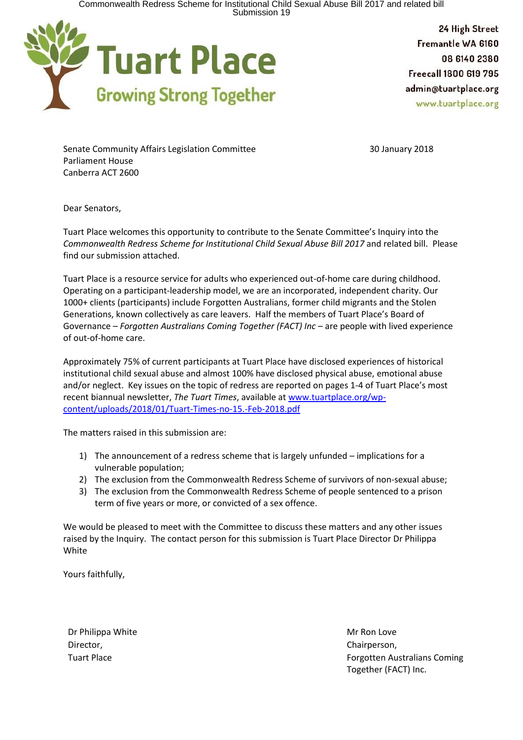Tuart Place

Growing Strong Together

24 High Street
Fremantle WA 6160
08 6140 2380
Freecall 1800 619 795
admin@tuartplace.org
www.tuartplace.org

Senate Community Affairs Legislation Committee
Parliament House
Canberra ACT 2600

30 January 2018

Dear Senators,

Tuart Place welcomes this opportunity to contribute to the Senate Committee's Inquiry into the *Commonwealth Redress Scheme for Institutional Child Sexual Abuse Bill 2017* and related bill. Please find our submission attached.

Tuart Place is a resource service for adults who experienced out-of-home care during childhood. Operating on a participant-leadership model, we are an incorporated, independent charity. Our 1000+ clients (participants) include Forgotten Australians, former child migrants and the Stolen Generations, known collectively as care leavers. Half the members of Tuart Place's Board of Governance – *Forgotten Australians Coming Together (FACT) Inc* – are people with lived experience of out-of-home care.

Approximately 75% of current participants at Tuart Place have disclosed experiences of historical institutional child sexual abuse and almost 100% have disclosed physical abuse, emotional abuse and/or neglect. Key issues on the topic of redress are reported on pages 1-4 of Tuart Place's most recent biannual newsletter, *The Tuart Times*, available at [www.tuartplace.org/wp-content/uploads/2018/01/Tuart-Times-no-15.-Feb-2018.pdf](www.tuartplace.org/wp-content/uploads/2018/01/Tuart-Times-no-15.-Feb-2018.pdf)

The matters raised in this submission are:

1) The announcement of a redress scheme that is largely unfunded – implications for a vulnerable population;
2) The exclusion from the Commonwealth Redress Scheme of survivors of non-sexual abuse;
3) The exclusion from the Commonwealth Redress Scheme of people sentenced to a prison term of five years or more, or convicted of a sex offence.

We would be pleased to meet with the Committee to discuss these matters and any other issues raised by the Inquiry. The contact person for this submission is Tuart Place Director Dr Philippa White

Yours faithfully,

Dr Philippa White
Director,
Tuart Place

Mr Ron Love
Chairperson,
Forgotten Australians Coming Together (FACT) Inc.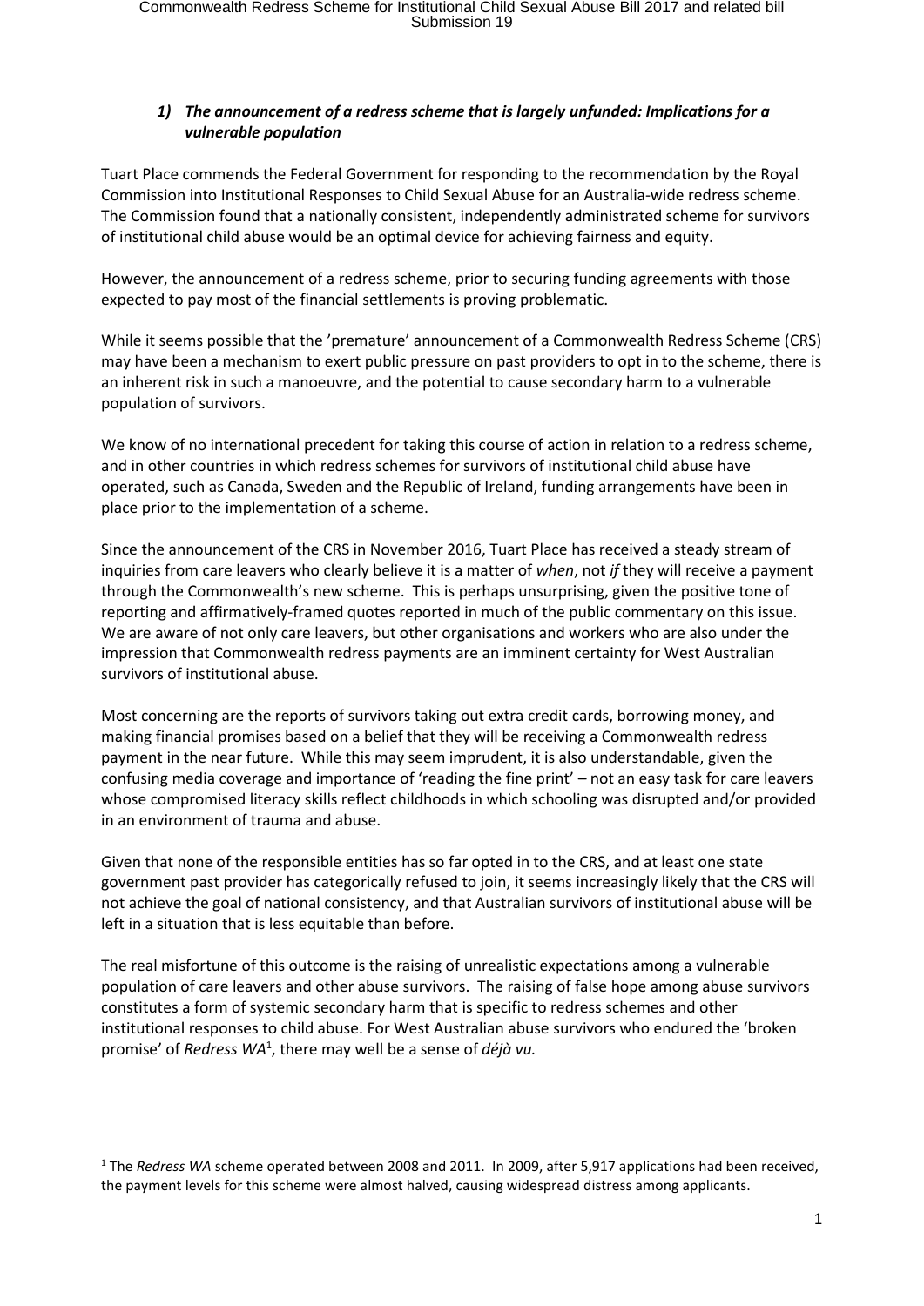### *1) The announcement of a redress scheme that is largely unfunded: Implications for a vulnerable population*

Tuart Place commends the Federal Government for responding to the recommendation by the Royal Commission into Institutional Responses to Child Sexual Abuse for an Australia-wide redress scheme. The Commission found that a nationally consistent, independently administrated scheme for survivors of institutional child abuse would be an optimal device for achieving fairness and equity.

However, the announcement of a redress scheme, prior to securing funding agreements with those expected to pay most of the financial settlements is proving problematic.

While it seems possible that the 'premature' announcement of a Commonwealth Redress Scheme (CRS) may have been a mechanism to exert public pressure on past providers to opt in to the scheme, there is an inherent risk in such a manoeuvre, and the potential to cause secondary harm to a vulnerable population of survivors.

We know of no international precedent for taking this course of action in relation to a redress scheme, and in other countries in which redress schemes for survivors of institutional child abuse have operated, such as Canada, Sweden and the Republic of Ireland, funding arrangements have been in place prior to the implementation of a scheme.

Since the announcement of the CRS in November 2016, Tuart Place has received a steady stream of inquiries from care leavers who clearly believe it is a matter of *when*, not *if* they will receive a payment through the Commonwealth's new scheme. This is perhaps unsurprising, given the positive tone of reporting and affirmatively-framed quotes reported in much of the public commentary on this issue. We are aware of not only care leavers, but other organisations and workers who are also under the impression that Commonwealth redress payments are an imminent certainty for West Australian survivors of institutional abuse.

Most concerning are the reports of survivors taking out extra credit cards, borrowing money, and making financial promises based on a belief that they will be receiving a Commonwealth redress payment in the near future. While this may seem imprudent, it is also understandable, given the confusing media coverage and importance of 'reading the fine print' – not an easy task for care leavers whose compromised literacy skills reflect childhoods in which schooling was disrupted and/or provided in an environment of trauma and abuse.

Given that none of the responsible entities has so far opted in to the CRS, and at least one state government past provider has categorically refused to join, it seems increasingly likely that the CRS will not achieve the goal of national consistency, and that Australian survivors of institutional abuse will be left in a situation that is less equitable than before.

The real misfortune of this outcome is the raising of unrealistic expectations among a vulnerable population of care leavers and other abuse survivors. The raising of false hope among abuse survivors constitutes a form of systemic secondary harm that is specific to redress schemes and other institutional responses to child abuse. For West Australian abuse survivors who endured the 'broken promise' of *Redress WA*[1], there may well be a sense of *déjà vu.*

[1] The *Redress WA* scheme operated between 2008 and 2011. In 2009, after 5,917 applications had been received, the payment levels for this scheme were almost halved, causing widespread distress among applicants.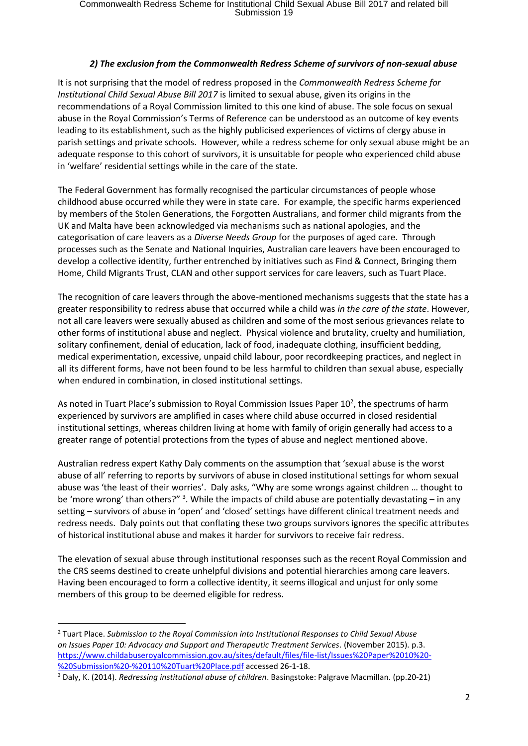### *2) The exclusion from the Commonwealth Redress Scheme of survivors of non-sexual abuse*

It is not surprising that the model of redress proposed in the *Commonwealth Redress Scheme for Institutional Child Sexual Abuse Bill 2017* is limited to sexual abuse, given its origins in the recommendations of a Royal Commission limited to this one kind of abuse. The sole focus on sexual abuse in the Royal Commission's Terms of Reference can be understood as an outcome of key events leading to its establishment, such as the highly publicised experiences of victims of clergy abuse in parish settings and private schools. However, while a redress scheme for only sexual abuse might be an adequate response to this cohort of survivors, it is unsuitable for people who experienced child abuse in 'welfare' residential settings while in the care of the state.

The Federal Government has formally recognised the particular circumstances of people whose childhood abuse occurred while they were in state care. For example, the specific harms experienced by members of the Stolen Generations, the Forgotten Australians, and former child migrants from the UK and Malta have been acknowledged via mechanisms such as national apologies, and the categorisation of care leavers as a *Diverse Needs Group* for the purposes of aged care. Through processes such as the Senate and National Inquiries, Australian care leavers have been encouraged to develop a collective identity, further entrenched by initiatives such as Find & Connect, Bringing them Home, Child Migrants Trust, CLAN and other support services for care leavers, such as Tuart Place.

The recognition of care leavers through the above-mentioned mechanisms suggests that the state has a greater responsibility to redress abuse that occurred while a child was *in the care of the state*. However, not all care leavers were sexually abused as children and some of the most serious grievances relate to other forms of institutional abuse and neglect. Physical violence and brutality, cruelty and humiliation, solitary confinement, denial of education, lack of food, inadequate clothing, insufficient bedding, medical experimentation, excessive, unpaid child labour, poor recordkeeping practices, and neglect in all its different forms, have not been found to be less harmful to children than sexual abuse, especially when endured in combination, in closed institutional settings.

As noted in Tuart Place's submission to Royal Commission Issues Paper 10[2], the spectrums of harm experienced by survivors are amplified in cases where child abuse occurred in closed residential institutional settings, whereas children living at home with family of origin generally had access to a greater range of potential protections from the types of abuse and neglect mentioned above.

Australian redress expert Kathy Daly comments on the assumption that 'sexual abuse is the worst abuse of all' referring to reports by survivors of abuse in closed institutional settings for whom sexual abuse was 'the least of their worries'. Daly asks, "Why are some wrongs against children … thought to be 'more wrong' than others?" [3]. While the impacts of child abuse are potentially devastating – in any setting – survivors of abuse in 'open' and 'closed' settings have different clinical treatment needs and redress needs. Daly points out that conflating these two groups survivors ignores the specific attributes of historical institutional abuse and makes it harder for survivors to receive fair redress.

The elevation of sexual abuse through institutional responses such as the recent Royal Commission and the CRS seems destined to create unhelpful divisions and potential hierarchies among care leavers. Having been encouraged to form a collective identity, it seems illogical and unjust for only some members of this group to be deemed eligible for redress.

---

[2] Tuart Place. *Submission to the Royal Commission into Institutional Responses to Child Sexual Abuse on Issues Paper 10: Advocacy and Support and Therapeutic Treatment Services*. (November 2015). p.3. https://www.childabuseroyalcommission.gov.au/sites/default/files/file-list/Issues%20Paper%2010%20-%20Submission%20-%20110%20Tuart%20Place.pdf accessed 26-1-18.

[3] Daly, K. (2014). *Redressing institutional abuse of children*. Basingstoke: Palgrave Macmillan. (pp.20-21)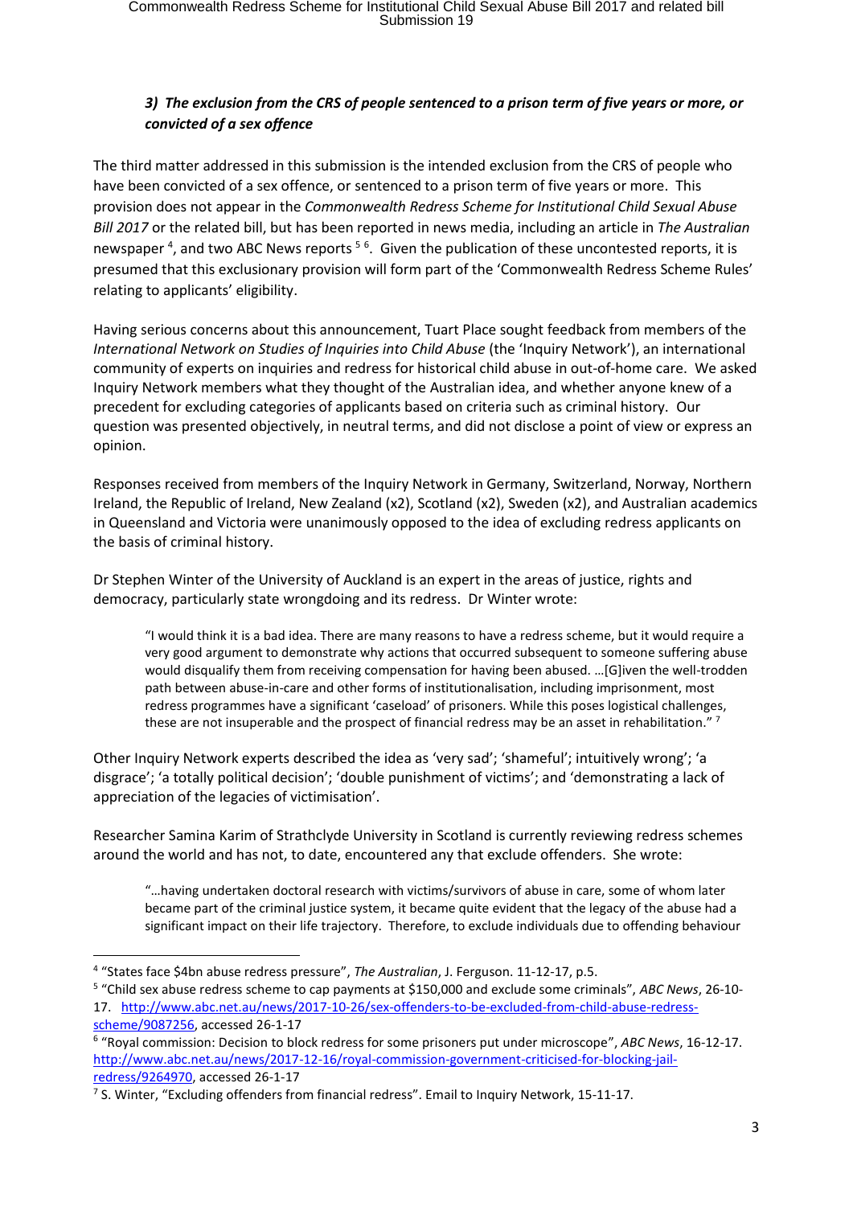### *3) The exclusion from the CRS of people sentenced to a prison term of five years or more, or convicted of a sex offence*

The third matter addressed in this submission is the intended exclusion from the CRS of people who have been convicted of a sex offence, or sentenced to a prison term of five years or more. This provision does not appear in the *Commonwealth Redress Scheme for Institutional Child Sexual Abuse Bill 2017* or the related bill, but has been reported in news media, including an article in *The Australian* newspaper [4], and two ABC News reports [5] [6]. Given the publication of these uncontested reports, it is presumed that this exclusionary provision will form part of the 'Commonwealth Redress Scheme Rules' relating to applicants' eligibility.

Having serious concerns about this announcement, Tuart Place sought feedback from members of the *International Network on Studies of Inquiries into Child Abuse* (the 'Inquiry Network'), an international community of experts on inquiries and redress for historical child abuse in out-of-home care. We asked Inquiry Network members what they thought of the Australian idea, and whether anyone knew of a precedent for excluding categories of applicants based on criteria such as criminal history. Our question was presented objectively, in neutral terms, and did not disclose a point of view or express an opinion.

Responses received from members of the Inquiry Network in Germany, Switzerland, Norway, Northern Ireland, the Republic of Ireland, New Zealand (x2), Scotland (x2), Sweden (x2), and Australian academics in Queensland and Victoria were unanimously opposed to the idea of excluding redress applicants on the basis of criminal history.

Dr Stephen Winter of the University of Auckland is an expert in the areas of justice, rights and democracy, particularly state wrongdoing and its redress. Dr Winter wrote:

> "I would think it is a bad idea. There are many reasons to have a redress scheme, but it would require a very good argument to demonstrate why actions that occurred subsequent to someone suffering abuse would disqualify them from receiving compensation for having been abused. …[G]iven the well-trodden path between abuse-in-care and other forms of institutionalisation, including imprisonment, most redress programmes have a significant 'caseload' of prisoners. While this poses logistical challenges, these are not insuperable and the prospect of financial redress may be an asset in rehabilitation." [7]

Other Inquiry Network experts described the idea as 'very sad'; 'shameful'; intuitively wrong'; 'a disgrace'; 'a totally political decision'; 'double punishment of victims'; and 'demonstrating a lack of appreciation of the legacies of victimisation'.

Researcher Samina Karim of Strathclyde University in Scotland is currently reviewing redress schemes around the world and has not, to date, encountered any that exclude offenders. She wrote:

> "…having undertaken doctoral research with victims/survivors of abuse in care, some of whom later became part of the criminal justice system, it became quite evident that the legacy of the abuse had a significant impact on their life trajectory. Therefore, to exclude individuals due to offending behaviour

---

[4] "States face $4bn abuse redress pressure", *The Australian*, J. Ferguson. 11-12-17, p.5.

[5] "Child sex abuse redress scheme to cap payments at $150,000 and exclude some criminals", *ABC News*, 26-10-17. http://www.abc.net.au/news/2017-10-26/sex-offenders-to-be-excluded-from-child-abuse-redress-scheme/9087256, accessed 26-1-17

[6] "Royal commission: Decision to block redress for some prisoners put under microscope", *ABC News*, 16-12-17. http://www.abc.net.au/news/2017-12-16/royal-commission-government-criticised-for-blocking-jail-redress/9264970, accessed 26-1-17

[7] S. Winter, "Excluding offenders from financial redress". Email to Inquiry Network, 15-11-17.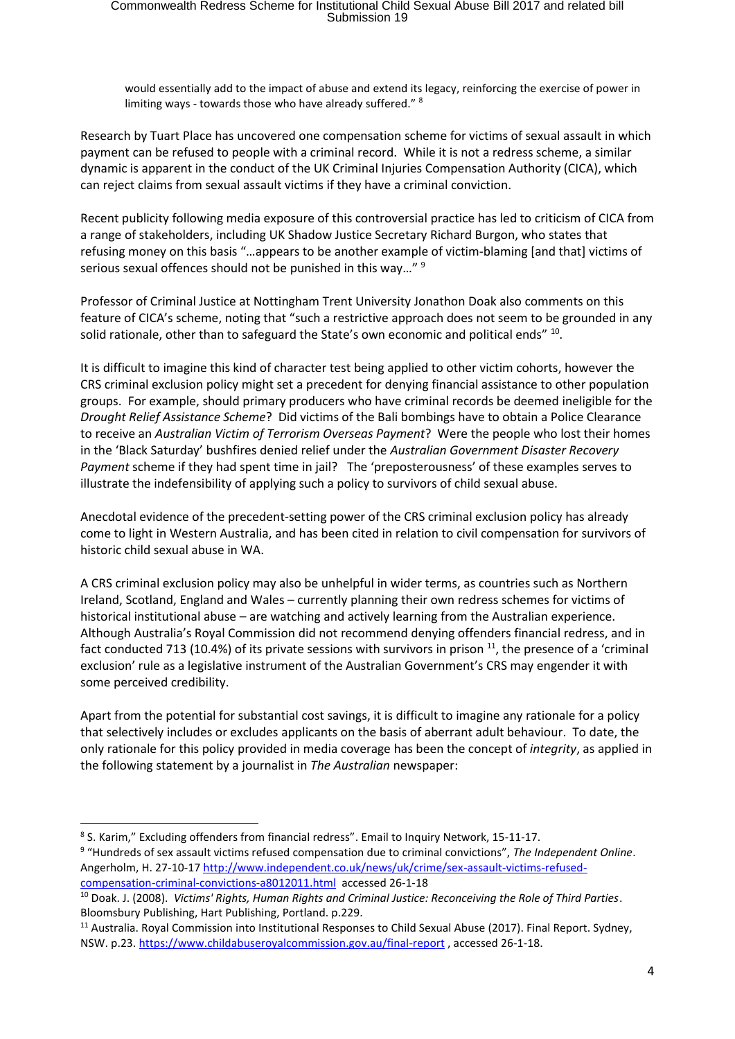would essentially add to the impact of abuse and extend its legacy, reinforcing the exercise of power in limiting ways - towards those who have already suffered." [8]

Research by Tuart Place has uncovered one compensation scheme for victims of sexual assault in which payment can be refused to people with a criminal record. While it is not a redress scheme, a similar dynamic is apparent in the conduct of the UK Criminal Injuries Compensation Authority (CICA), which can reject claims from sexual assault victims if they have a criminal conviction.

Recent publicity following media exposure of this controversial practice has led to criticism of CICA from a range of stakeholders, including UK Shadow Justice Secretary Richard Burgon, who states that refusing money on this basis "…appears to be another example of victim-blaming [and that] victims of serious sexual offences should not be punished in this way…" [9]

Professor of Criminal Justice at Nottingham Trent University Jonathon Doak also comments on this feature of CICA's scheme, noting that "such a restrictive approach does not seem to be grounded in any solid rationale, other than to safeguard the State's own economic and political ends" [10].

It is difficult to imagine this kind of character test being applied to other victim cohorts, however the CRS criminal exclusion policy might set a precedent for denying financial assistance to other population groups. For example, should primary producers who have criminal records be deemed ineligible for the *Drought Relief Assistance Scheme*? Did victims of the Bali bombings have to obtain a Police Clearance to receive an *Australian Victim of Terrorism Overseas Payment*? Were the people who lost their homes in the 'Black Saturday' bushfires denied relief under the *Australian Government Disaster Recovery Payment* scheme if they had spent time in jail? The 'preposterousness' of these examples serves to illustrate the indefensibility of applying such a policy to survivors of child sexual abuse.

Anecdotal evidence of the precedent-setting power of the CRS criminal exclusion policy has already come to light in Western Australia, and has been cited in relation to civil compensation for survivors of historic child sexual abuse in WA.

A CRS criminal exclusion policy may also be unhelpful in wider terms, as countries such as Northern Ireland, Scotland, England and Wales – currently planning their own redress schemes for victims of historical institutional abuse – are watching and actively learning from the Australian experience. Although Australia's Royal Commission did not recommend denying offenders financial redress, and in fact conducted 713 (10.4%) of its private sessions with survivors in prison [11], the presence of a 'criminal exclusion' rule as a legislative instrument of the Australian Government's CRS may engender it with some perceived credibility.

Apart from the potential for substantial cost savings, it is difficult to imagine any rationale for a policy that selectively includes or excludes applicants on the basis of aberrant adult behaviour. To date, the only rationale for this policy provided in media coverage has been the concept of *integrity*, as applied in the following statement by a journalist in *The Australian* newspaper:

---

[8] S. Karim," Excluding offenders from financial redress". Email to Inquiry Network, 15-11-17.

[9] "Hundreds of sex assault victims refused compensation due to criminal convictions", *The Independent Online*. Angerholm, H. 27-10-17 http://www.independent.co.uk/news/uk/crime/sex-assault-victims-refused-compensation-criminal-convictions-a8012011.html accessed 26-1-18

[10] Doak. J. (2008). *Victims' Rights, Human Rights and Criminal Justice: Reconceiving the Role of Third Parties*. Bloomsbury Publishing, Hart Publishing, Portland. p.229.

[11] Australia. Royal Commission into Institutional Responses to Child Sexual Abuse (2017). Final Report. Sydney, NSW. p.23. https://www.childabuseroyalcommission.gov.au/final-report , accessed 26-1-18.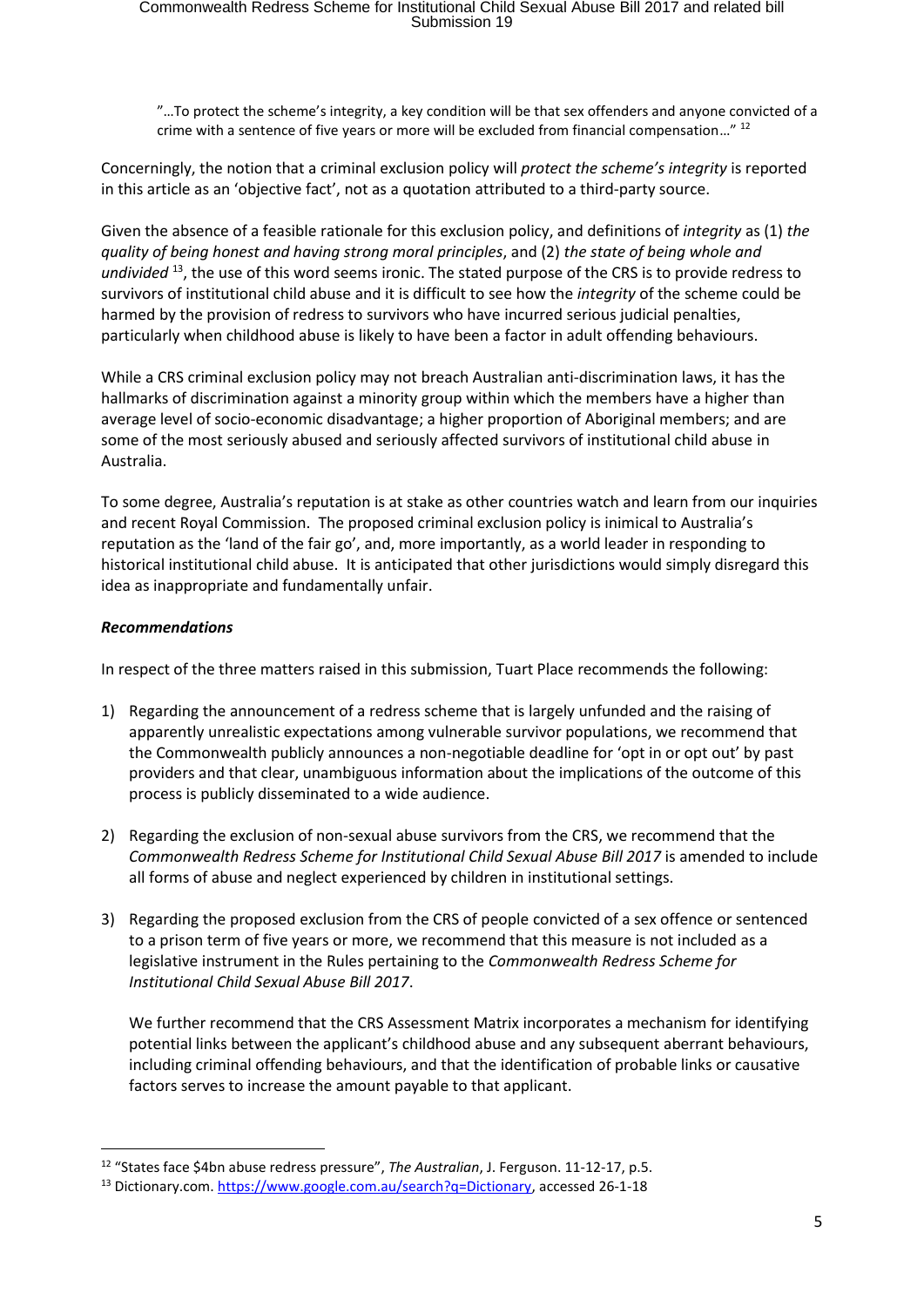> "…To protect the scheme's integrity, a key condition will be that sex offenders and anyone convicted of a crime with a sentence of five years or more will be excluded from financial compensation…" [12]

Concerningly, the notion that a criminal exclusion policy will *protect the scheme's integrity* is reported in this article as an 'objective fact', not as a quotation attributed to a third-party source.

Given the absence of a feasible rationale for this exclusion policy, and definitions of *integrity* as (1) *the quality of being honest and having strong moral principles*, and (2) *the state of being whole and undivided* [13], the use of this word seems ironic. The stated purpose of the CRS is to provide redress to survivors of institutional child abuse and it is difficult to see how the *integrity* of the scheme could be harmed by the provision of redress to survivors who have incurred serious judicial penalties, particularly when childhood abuse is likely to have been a factor in adult offending behaviours.

While a CRS criminal exclusion policy may not breach Australian anti-discrimination laws, it has the hallmarks of discrimination against a minority group within which the members have a higher than average level of socio-economic disadvantage; a higher proportion of Aboriginal members; and are some of the most seriously abused and seriously affected survivors of institutional child abuse in Australia.

To some degree, Australia's reputation is at stake as other countries watch and learn from our inquiries and recent Royal Commission. The proposed criminal exclusion policy is inimical to Australia's reputation as the 'land of the fair go', and, more importantly, as a world leader in responding to historical institutional child abuse. It is anticipated that other jurisdictions would simply disregard this idea as inappropriate and fundamentally unfair.

***Recommendations***

In respect of the three matters raised in this submission, Tuart Place recommends the following:

1) Regarding the announcement of a redress scheme that is largely unfunded and the raising of apparently unrealistic expectations among vulnerable survivor populations, we recommend that the Commonwealth publicly announces a non-negotiable deadline for 'opt in or opt out' by past providers and that clear, unambiguous information about the implications of the outcome of this process is publicly disseminated to a wide audience.

2) Regarding the exclusion of non-sexual abuse survivors from the CRS, we recommend that the *Commonwealth Redress Scheme for Institutional Child Sexual Abuse Bill 2017* is amended to include all forms of abuse and neglect experienced by children in institutional settings.

3) Regarding the proposed exclusion from the CRS of people convicted of a sex offence or sentenced to a prison term of five years or more, we recommend that this measure is not included as a legislative instrument in the Rules pertaining to the *Commonwealth Redress Scheme for Institutional Child Sexual Abuse Bill 2017*.

   We further recommend that the CRS Assessment Matrix incorporates a mechanism for identifying potential links between the applicant's childhood abuse and any subsequent aberrant behaviours, including criminal offending behaviours, and that the identification of probable links or causative factors serves to increase the amount payable to that applicant.

---

[12] "States face $4bn abuse redress pressure", *The Australian*, J. Ferguson. 11-12-17, p.5.

[13] Dictionary.com. https://www.google.com.au/search?q=Dictionary, accessed 26-1-18